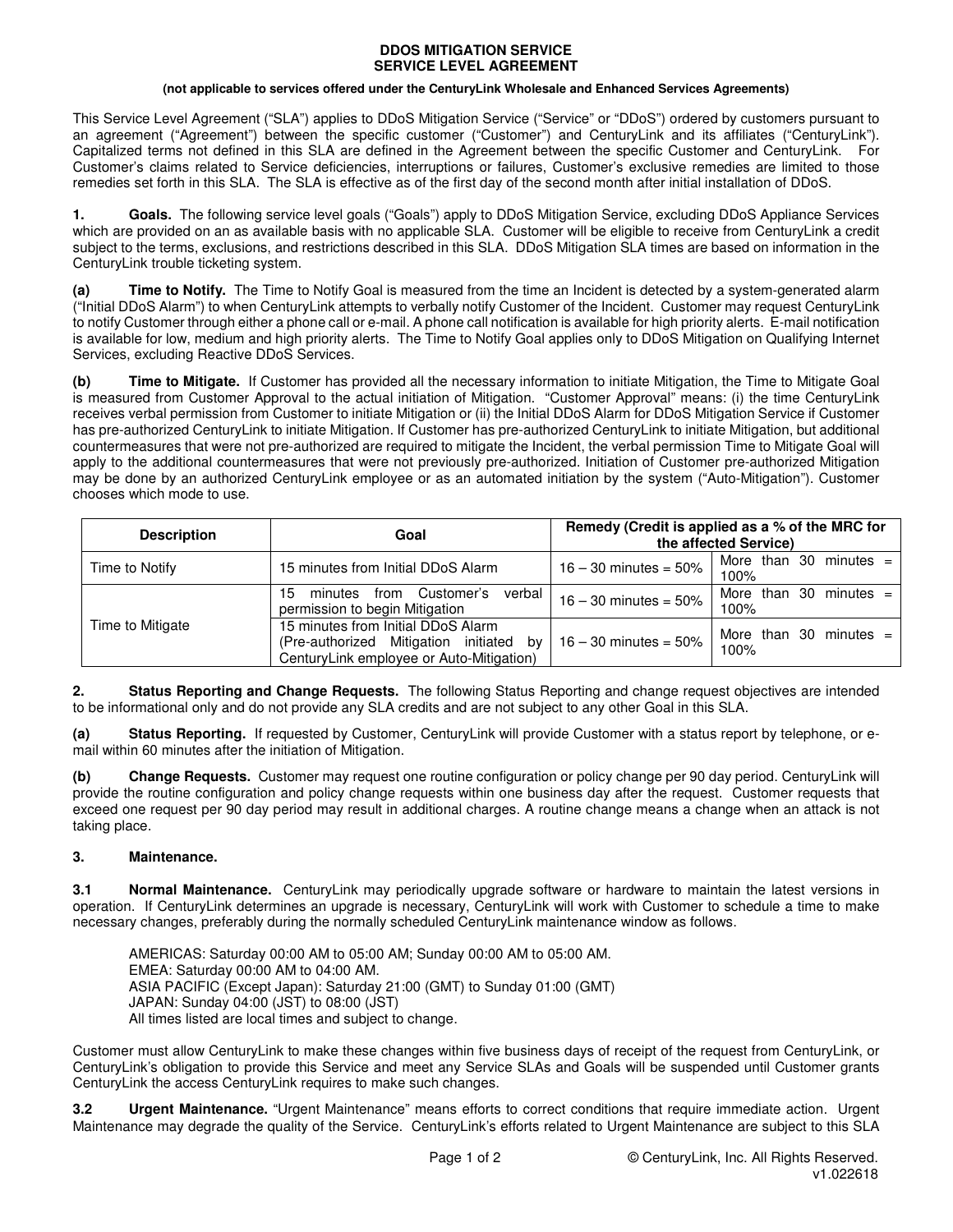# DDOS MITIGATION SERVICE
# SERVICE LEVEL AGREEMENT

**(not applicable to services offered under the CenturyLink Wholesale and Enhanced Services Agreements)**

This Service Level Agreement ("SLA") applies to DDoS Mitigation Service ("Service" or "DDoS") ordered by customers pursuant to an agreement ("Agreement") between the specific customer ("Customer") and CenturyLink and its affiliates ("CenturyLink"). Capitalized terms not defined in this SLA are defined in the Agreement between the specific Customer and CenturyLink. For Customer's claims related to Service deficiencies, interruptions or failures, Customer's exclusive remedies are limited to those remedies set forth in this SLA. The SLA is effective as of the first day of the second month after initial installation of DDoS.

**1. Goals.** The following service level goals ("Goals") apply to DDoS Mitigation Service, excluding DDoS Appliance Services which are provided on an as available basis with no applicable SLA. Customer will be eligible to receive from CenturyLink a credit subject to the terms, exclusions, and restrictions described in this SLA. DDoS Mitigation SLA times are based on information in the CenturyLink trouble ticketing system.

**(a) Time to Notify.** The Time to Notify Goal is measured from the time an Incident is detected by a system-generated alarm ("Initial DDoS Alarm") to when CenturyLink attempts to verbally notify Customer of the Incident. Customer may request CenturyLink to notify Customer through either a phone call or e-mail. A phone call notification is available for high priority alerts. E-mail notification is available for low, medium and high priority alerts. The Time to Notify Goal applies only to DDoS Mitigation on Qualifying Internet Services, excluding Reactive DDoS Services.

**(b) Time to Mitigate.** If Customer has provided all the necessary information to initiate Mitigation, the Time to Mitigate Goal is measured from Customer Approval to the actual initiation of Mitigation. "Customer Approval" means: (i) the time CenturyLink receives verbal permission from Customer to initiate Mitigation or (ii) the Initial DDoS Alarm for DDoS Mitigation Service if Customer has pre-authorized CenturyLink to initiate Mitigation. If Customer has pre-authorized CenturyLink to initiate Mitigation, but additional countermeasures that were not pre-authorized are required to mitigate the Incident, the verbal permission Time to Mitigate Goal will apply to the additional countermeasures that were not previously pre-authorized. Initiation of Customer pre-authorized Mitigation may be done by an authorized CenturyLink employee or as an automated initiation by the system ("Auto-Mitigation"). Customer chooses which mode to use.

| Description | Goal | Remedy (Credit is applied as a % of the MRC for the affected Service) | |
|---|---|---|---|
| Time to Notify | 15 minutes from Initial DDoS Alarm | 16 – 30 minutes = 50% | More than 30 minutes = 100% |
| Time to Mitigate | 15 minutes from Customer's verbal permission to begin Mitigation | 16 – 30 minutes = 50% | More than 30 minutes = 100% |
| | 15 minutes from Initial DDoS Alarm (Pre-authorized Mitigation initiated by CenturyLink employee or Auto-Mitigation) | 16 – 30 minutes = 50% | More than 30 minutes = 100% |

**2. Status Reporting and Change Requests.** The following Status Reporting and change request objectives are intended to be informational only and do not provide any SLA credits and are not subject to any other Goal in this SLA.

**(a) Status Reporting.** If requested by Customer, CenturyLink will provide Customer with a status report by telephone, or e-mail within 60 minutes after the initiation of Mitigation.

**(b) Change Requests.** Customer may request one routine configuration or policy change per 90 day period. CenturyLink will provide the routine configuration and policy change requests within one business day after the request. Customer requests that exceed one request per 90 day period may result in additional charges. A routine change means a change when an attack is not taking place.

**3. Maintenance.**

**3.1 Normal Maintenance.** CenturyLink may periodically upgrade software or hardware to maintain the latest versions in operation. If CenturyLink determines an upgrade is necessary, CenturyLink will work with Customer to schedule a time to make necessary changes, preferably during the normally scheduled CenturyLink maintenance window as follows.

AMERICAS: Saturday 00:00 AM to 05:00 AM; Sunday 00:00 AM to 05:00 AM.
EMEA: Saturday 00:00 AM to 04:00 AM.
ASIA PACIFIC (Except Japan): Saturday 21:00 (GMT) to Sunday 01:00 (GMT)
JAPAN: Sunday 04:00 (JST) to 08:00 (JST)
All times listed are local times and subject to change.

Customer must allow CenturyLink to make these changes within five business days of receipt of the request from CenturyLink, or CenturyLink's obligation to provide this Service and meet any Service SLAs and Goals will be suspended until Customer grants CenturyLink the access CenturyLink requires to make such changes.

**3.2 Urgent Maintenance.** "Urgent Maintenance" means efforts to correct conditions that require immediate action. Urgent Maintenance may degrade the quality of the Service. CenturyLink's efforts related to Urgent Maintenance are subject to this SLA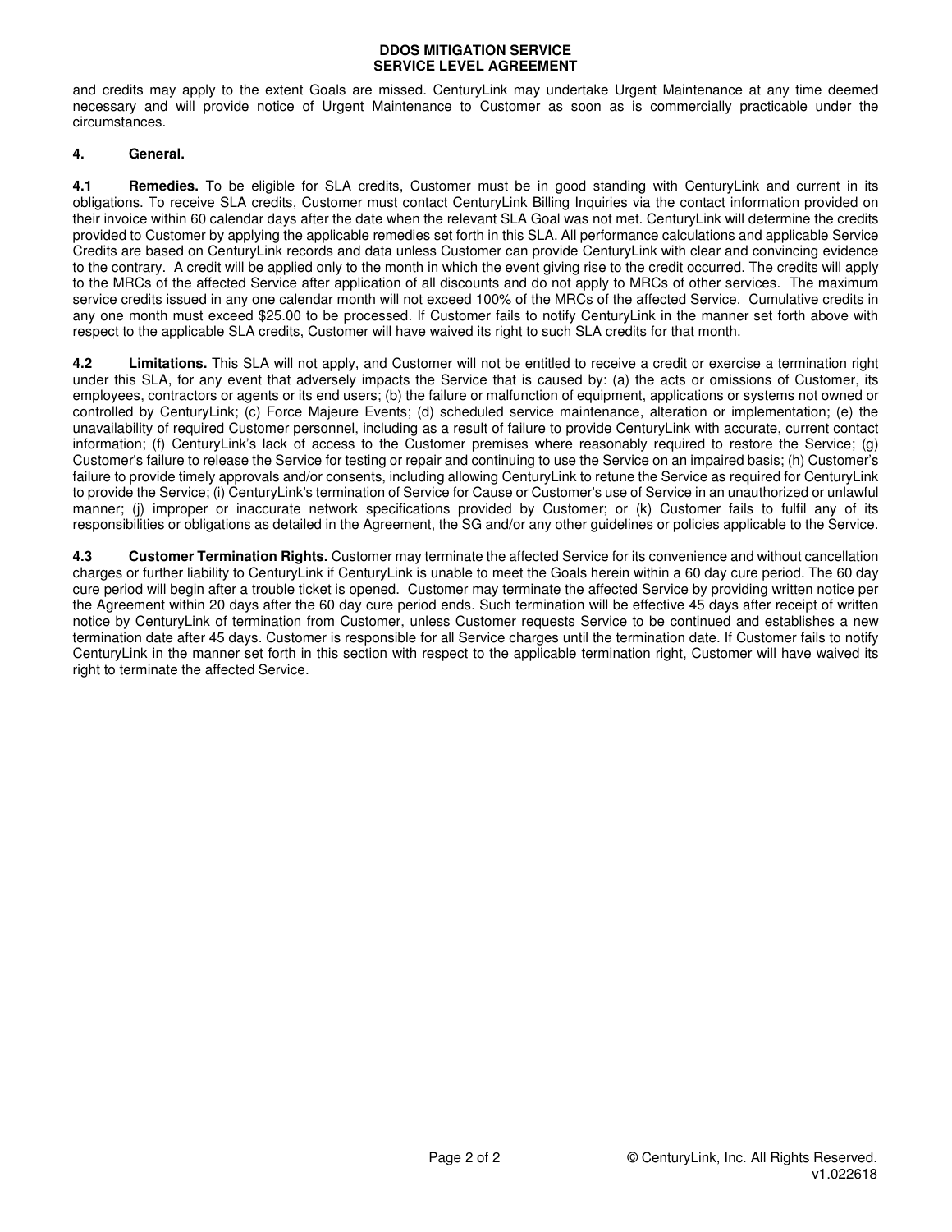and credits may apply to the extent Goals are missed. CenturyLink may undertake Urgent Maintenance at any time deemed necessary and will provide notice of Urgent Maintenance to Customer as soon as is commercially practicable under the circumstances.

## 4. General.

**4.1 Remedies.** To be eligible for SLA credits, Customer must be in good standing with CenturyLink and current in its obligations. To receive SLA credits, Customer must contact CenturyLink Billing Inquiries via the contact information provided on their invoice within 60 calendar days after the date when the relevant SLA Goal was not met. CenturyLink will determine the credits provided to Customer by applying the applicable remedies set forth in this SLA. All performance calculations and applicable Service Credits are based on CenturyLink records and data unless Customer can provide CenturyLink with clear and convincing evidence to the contrary. A credit will be applied only to the month in which the event giving rise to the credit occurred. The credits will apply to the MRCs of the affected Service after application of all discounts and do not apply to MRCs of other services. The maximum service credits issued in any one calendar month will not exceed 100% of the MRCs of the affected Service. Cumulative credits in any one month must exceed $25.00 to be processed. If Customer fails to notify CenturyLink in the manner set forth above with respect to the applicable SLA credits, Customer will have waived its right to such SLA credits for that month.

**4.2 Limitations.** This SLA will not apply, and Customer will not be entitled to receive a credit or exercise a termination right under this SLA, for any event that adversely impacts the Service that is caused by: (a) the acts or omissions of Customer, its employees, contractors or agents or its end users; (b) the failure or malfunction of equipment, applications or systems not owned or controlled by CenturyLink; (c) Force Majeure Events; (d) scheduled service maintenance, alteration or implementation; (e) the unavailability of required Customer personnel, including as a result of failure to provide CenturyLink with accurate, current contact information; (f) CenturyLink's lack of access to the Customer premises where reasonably required to restore the Service; (g) Customer's failure to release the Service for testing or repair and continuing to use the Service on an impaired basis; (h) Customer's failure to provide timely approvals and/or consents, including allowing CenturyLink to retune the Service as required for CenturyLink to provide the Service; (i) CenturyLink's termination of Service for Cause or Customer's use of Service in an unauthorized or unlawful manner; (j) improper or inaccurate network specifications provided by Customer; or (k) Customer fails to fulfil any of its responsibilities or obligations as detailed in the Agreement, the SG and/or any other guidelines or policies applicable to the Service.

**4.3 Customer Termination Rights.** Customer may terminate the affected Service for its convenience and without cancellation charges or further liability to CenturyLink if CenturyLink is unable to meet the Goals herein within a 60 day cure period. The 60 day cure period will begin after a trouble ticket is opened. Customer may terminate the affected Service by providing written notice per the Agreement within 20 days after the 60 day cure period ends. Such termination will be effective 45 days after receipt of written notice by CenturyLink of termination from Customer, unless Customer requests Service to be continued and establishes a new termination date after 45 days. Customer is responsible for all Service charges until the termination date. If Customer fails to notify CenturyLink in the manner set forth in this section with respect to the applicable termination right, Customer will have waived its right to terminate the affected Service.